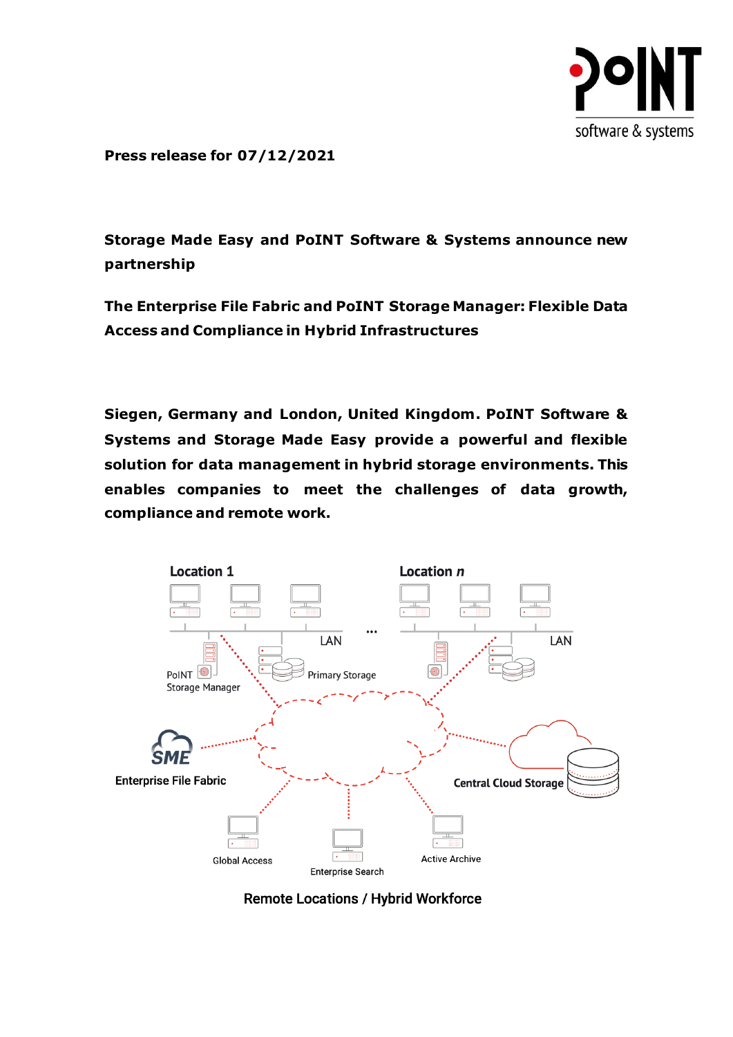**Press release for 07/12/2021**

## Storage Made Easy and PoINT Software & Systems announce new partnership

### The Enterprise File Fabric and PoINT Storage Manager: Flexible Data Access and Compliance in Hybrid Infrastructures

**Siegen, Germany and London, United Kingdom. PoINT Software & Systems and Storage Made Easy provide a powerful and flexible solution for data management in hybrid storage environments. This enables companies to meet the challenges of data growth, compliance and remote work.**

Location 1

LAN

PoINT Storage Manager

Primary Storage

Location *n*

LAN

Enterprise File Fabric

Central Cloud Storage

Global Access

Enterprise Search

Active Archive

Remote Locations / Hybrid Workforce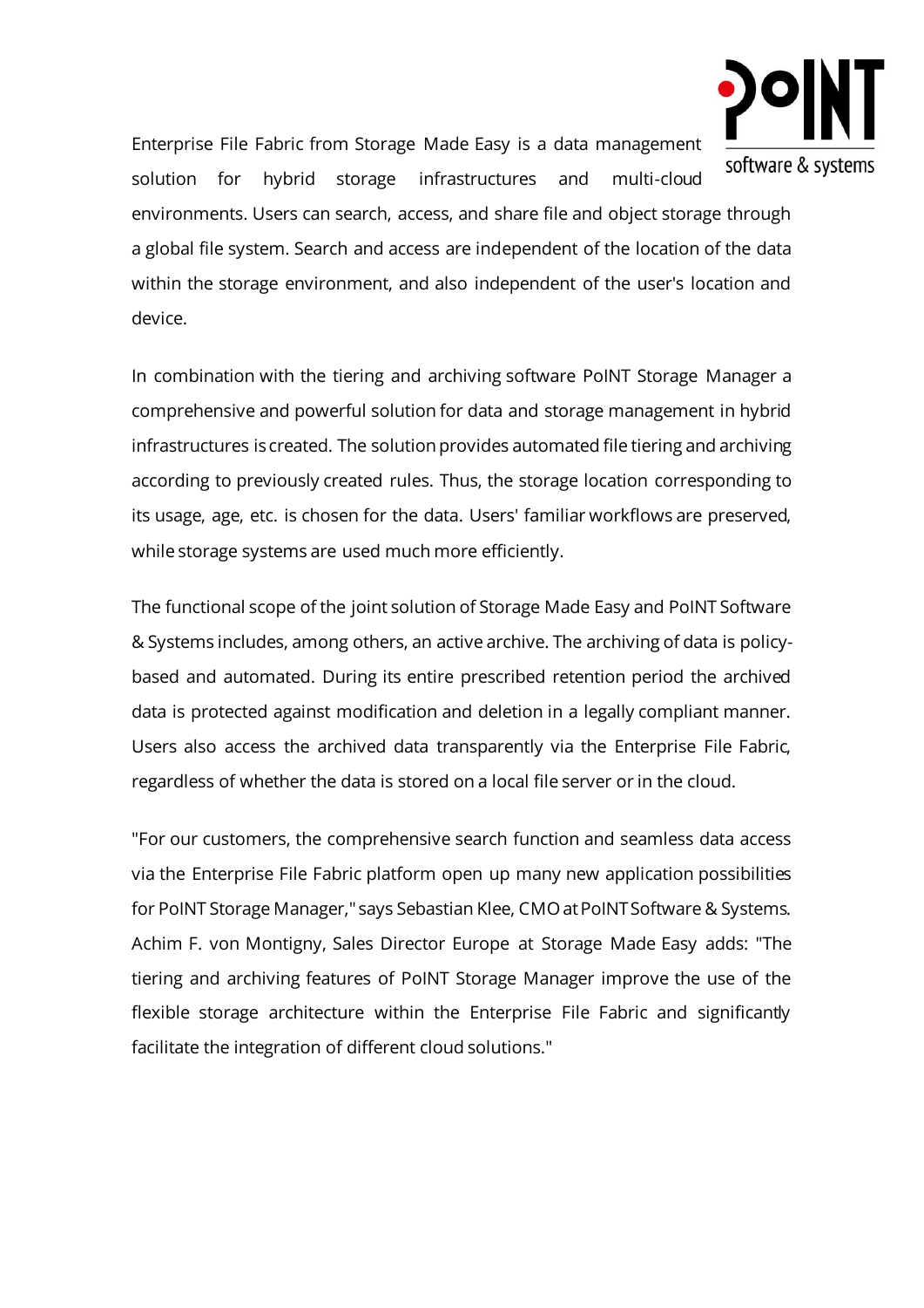Enterprise File Fabric from Storage Made Easy is a data management solution for hybrid storage infrastructures and multi-cloud environments. Users can search, access, and share file and object storage through a global file system. Search and access are independent of the location of the data within the storage environment, and also independent of the user's location and device.

In combination with the tiering and archiving software PoINT Storage Manager a comprehensive and powerful solution for data and storage management in hybrid infrastructures is created. The solution provides automated file tiering and archiving according to previously created rules. Thus, the storage location corresponding to its usage, age, etc. is chosen for the data. Users' familiar workflows are preserved, while storage systems are used much more efficiently.

The functional scope of the joint solution of Storage Made Easy and PoINT Software & Systems includes, among others, an active archive. The archiving of data is policy-based and automated. During its entire prescribed retention period the archived data is protected against modification and deletion in a legally compliant manner. Users also access the archived data transparently via the Enterprise File Fabric, regardless of whether the data is stored on a local file server or in the cloud.

"For our customers, the comprehensive search function and seamless data access via the Enterprise File Fabric platform open up many new application possibilities for PoINT Storage Manager," says Sebastian Klee, CMO at PoINT Software & Systems. Achim F. von Montigny, Sales Director Europe at Storage Made Easy adds: "The tiering and archiving features of PoINT Storage Manager improve the use of the flexible storage architecture within the Enterprise File Fabric and significantly facilitate the integration of different cloud solutions."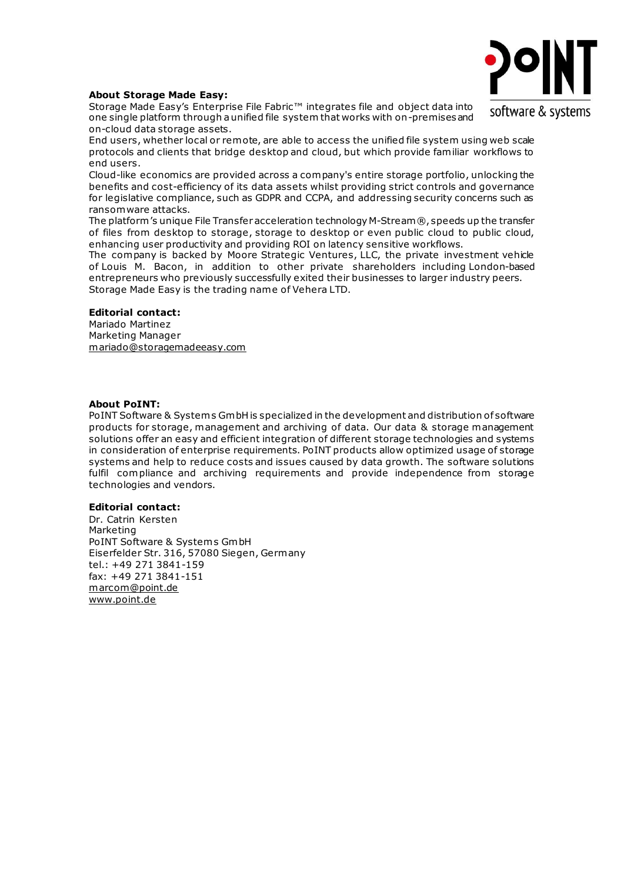**About Storage Made Easy:**

Storage Made Easy's Enterprise File Fabric™ integrates file and object data into one single platform through a unified file system that works with on-premises and on-cloud data storage assets.

End users, whether local or remote, are able to access the unified file system using web scale protocols and clients that bridge desktop and cloud, but which provide familiar workflows to end users.

Cloud-like economics are provided across a company's entire storage portfolio, unlocking the benefits and cost-efficiency of its data assets whilst providing strict controls and governance for legislative compliance, such as GDPR and CCPA, and addressing security concerns such as ransomware attacks.

The platform's unique File Transfer acceleration technology M-Stream®, speeds up the transfer of files from desktop to storage, storage to desktop or even public cloud to public cloud, enhancing user productivity and providing ROI on latency sensitive workflows.

The company is backed by Moore Strategic Ventures, LLC, the private investment vehicle of Louis M. Bacon, in addition to other private shareholders including London-based entrepreneurs who previously successfully exited their businesses to larger industry peers.

Storage Made Easy is the trading name of Vehera LTD.

**Editorial contact:**

Mariado Martinez
Marketing Manager
mariado@storagemadeeasy.com

**About PoINT:**

PoINT Software & Systems GmbH is specialized in the development and distribution of software products for storage, management and archiving of data. Our data & storage management solutions offer an easy and efficient integration of different storage technologies and systems in consideration of enterprise requirements. PoINT products allow optimized usage of storage systems and help to reduce costs and issues caused by data growth. The software solutions fulfil compliance and archiving requirements and provide independence from storage technologies and vendors.

**Editorial contact:**

Dr. Catrin Kersten
Marketing
PoINT Software & Systems GmbH
Eiserfelder Str. 316, 57080 Siegen, Germany
tel.: +49 271 3841-159
fax: +49 271 3841-151
marcom@point.de
www.point.de